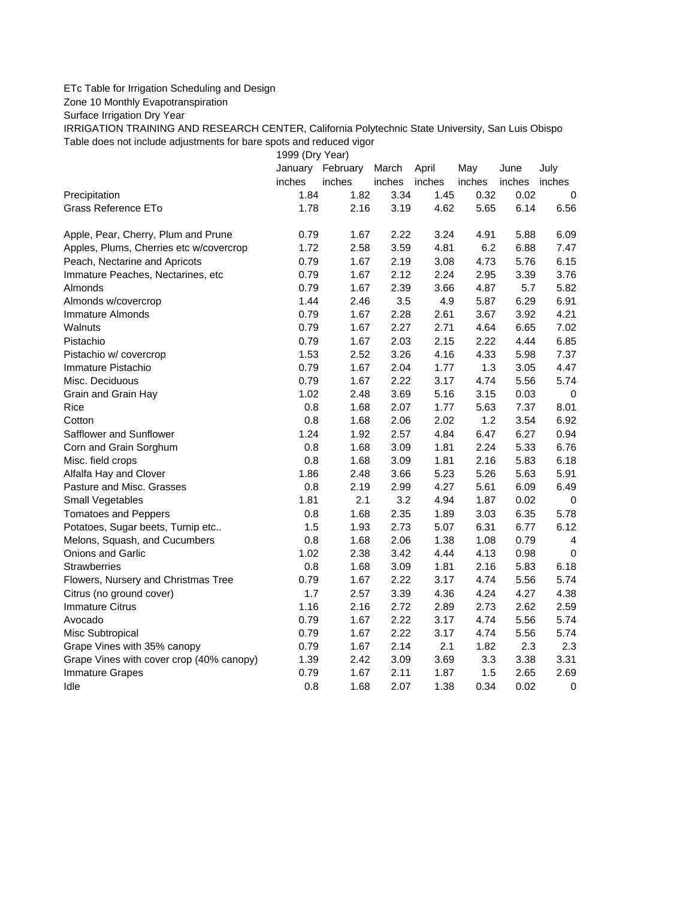ETc Table for Irrigation Scheduling and Design

Zone 10 Monthly Evapotranspiration

Surface Irrigation Dry Year

IRRIGATION TRAINING AND RESEARCH CENTER, California Polytechnic State University, San Luis Obispo

Table does not include adjustments for bare spots and reduced vigor

| | 1999 (Dry Year) | | | | | | |
|---|---|---|---|---|---|---|---|
| | January | February | March | April | May | June | July |
| | inches | inches | inches | inches | inches | inches | inches |
| Precipitation | 1.84 | 1.82 | 3.34 | 1.45 | 0.32 | 0.02 | 0 |
| Grass Reference ETo | 1.78 | 2.16 | 3.19 | 4.62 | 5.65 | 6.14 | 6.56 |
| | | | | | | | |
| Apple, Pear, Cherry, Plum and Prune | 0.79 | 1.67 | 2.22 | 3.24 | 4.91 | 5.88 | 6.09 |
| Apples, Plums, Cherries etc w/covercrop | 1.72 | 2.58 | 3.59 | 4.81 | 6.2 | 6.88 | 7.47 |
| Peach, Nectarine and Apricots | 0.79 | 1.67 | 2.19 | 3.08 | 4.73 | 5.76 | 6.15 |
| Immature Peaches, Nectarines, etc | 0.79 | 1.67 | 2.12 | 2.24 | 2.95 | 3.39 | 3.76 |
| Almonds | 0.79 | 1.67 | 2.39 | 3.66 | 4.87 | 5.7 | 5.82 |
| Almonds w/covercrop | 1.44 | 2.46 | 3.5 | 4.9 | 5.87 | 6.29 | 6.91 |
| Immature Almonds | 0.79 | 1.67 | 2.28 | 2.61 | 3.67 | 3.92 | 4.21 |
| Walnuts | 0.79 | 1.67 | 2.27 | 2.71 | 4.64 | 6.65 | 7.02 |
| Pistachio | 0.79 | 1.67 | 2.03 | 2.15 | 2.22 | 4.44 | 6.85 |
| Pistachio w/ covercrop | 1.53 | 2.52 | 3.26 | 4.16 | 4.33 | 5.98 | 7.37 |
| Immature Pistachio | 0.79 | 1.67 | 2.04 | 1.77 | 1.3 | 3.05 | 4.47 |
| Misc. Deciduous | 0.79 | 1.67 | 2.22 | 3.17 | 4.74 | 5.56 | 5.74 |
| Grain and Grain Hay | 1.02 | 2.48 | 3.69 | 5.16 | 3.15 | 0.03 | 0 |
| Rice | 0.8 | 1.68 | 2.07 | 1.77 | 5.63 | 7.37 | 8.01 |
| Cotton | 0.8 | 1.68 | 2.06 | 2.02 | 1.2 | 3.54 | 6.92 |
| Safflower and Sunflower | 1.24 | 1.92 | 2.57 | 4.84 | 6.47 | 6.27 | 0.94 |
| Corn and Grain Sorghum | 0.8 | 1.68 | 3.09 | 1.81 | 2.24 | 5.33 | 6.76 |
| Misc. field crops | 0.8 | 1.68 | 3.09 | 1.81 | 2.16 | 5.83 | 6.18 |
| Alfalfa Hay and Clover | 1.86 | 2.48 | 3.66 | 5.23 | 5.26 | 5.63 | 5.91 |
| Pasture and Misc. Grasses | 0.8 | 2.19 | 2.99 | 4.27 | 5.61 | 6.09 | 6.49 |
| Small Vegetables | 1.81 | 2.1 | 3.2 | 4.94 | 1.87 | 0.02 | 0 |
| Tomatoes and Peppers | 0.8 | 1.68 | 2.35 | 1.89 | 3.03 | 6.35 | 5.78 |
| Potatoes, Sugar beets, Turnip etc.. | 1.5 | 1.93 | 2.73 | 5.07 | 6.31 | 6.77 | 6.12 |
| Melons, Squash, and Cucumbers | 0.8 | 1.68 | 2.06 | 1.38 | 1.08 | 0.79 | 4 |
| Onions and Garlic | 1.02 | 2.38 | 3.42 | 4.44 | 4.13 | 0.98 | 0 |
| Strawberries | 0.8 | 1.68 | 3.09 | 1.81 | 2.16 | 5.83 | 6.18 |
| Flowers, Nursery and Christmas Tree | 0.79 | 1.67 | 2.22 | 3.17 | 4.74 | 5.56 | 5.74 |
| Citrus (no ground cover) | 1.7 | 2.57 | 3.39 | 4.36 | 4.24 | 4.27 | 4.38 |
| Immature Citrus | 1.16 | 2.16 | 2.72 | 2.89 | 2.73 | 2.62 | 2.59 |
| Avocado | 0.79 | 1.67 | 2.22 | 3.17 | 4.74 | 5.56 | 5.74 |
| Misc Subtropical | 0.79 | 1.67 | 2.22 | 3.17 | 4.74 | 5.56 | 5.74 |
| Grape Vines with 35% canopy | 0.79 | 1.67 | 2.14 | 2.1 | 1.82 | 2.3 | 2.3 |
| Grape Vines with cover crop (40% canopy) | 1.39 | 2.42 | 3.09 | 3.69 | 3.3 | 3.38 | 3.31 |
| Immature Grapes | 0.79 | 1.67 | 2.11 | 1.87 | 1.5 | 2.65 | 2.69 |
| Idle | 0.8 | 1.68 | 2.07 | 1.38 | 0.34 | 0.02 | 0 |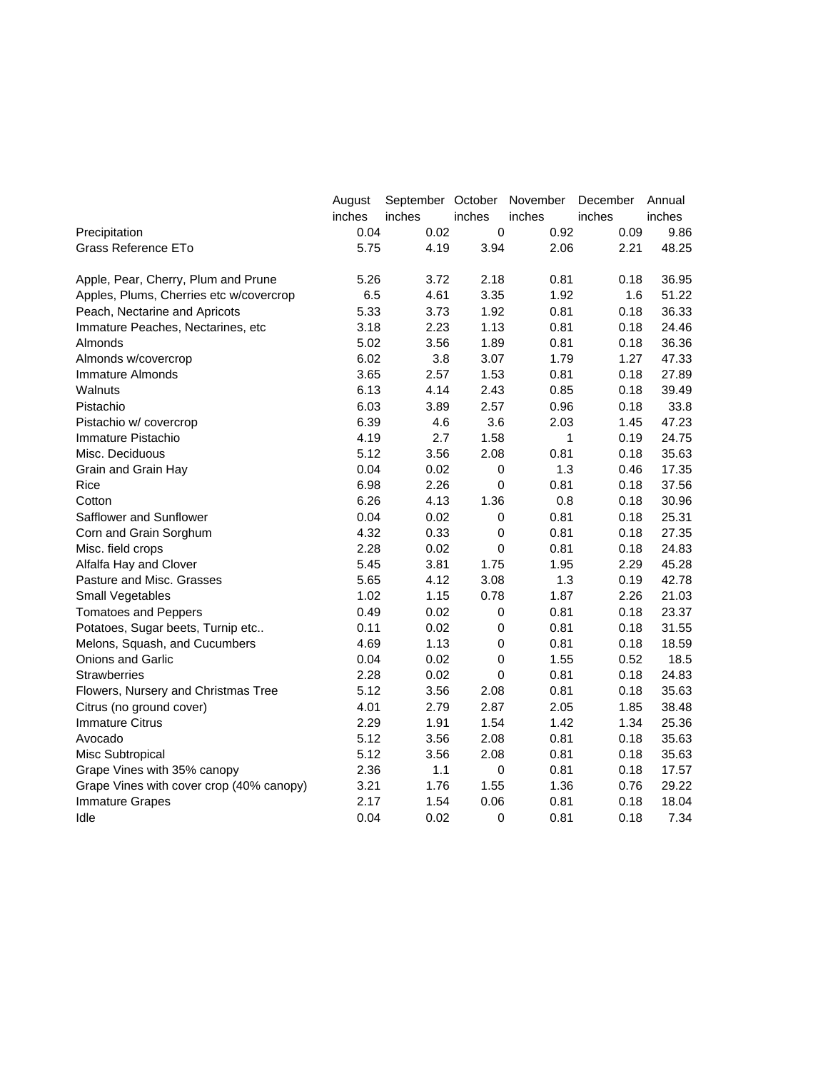| | August inches | September inches | October inches | November inches | December inches | Annual inches |
|---|---|---|---|---|---|---|
| Precipitation | 0.04 | 0.02 | 0 | 0.92 | 0.09 | 9.86 |
| Grass Reference ETo | 5.75 | 4.19 | 3.94 | 2.06 | 2.21 | 48.25 |
| | | | | | | |
| Apple, Pear, Cherry, Plum and Prune | 5.26 | 3.72 | 2.18 | 0.81 | 0.18 | 36.95 |
| Apples, Plums, Cherries etc w/covercrop | 6.5 | 4.61 | 3.35 | 1.92 | 1.6 | 51.22 |
| Peach, Nectarine and Apricots | 5.33 | 3.73 | 1.92 | 0.81 | 0.18 | 36.33 |
| Immature Peaches, Nectarines, etc | 3.18 | 2.23 | 1.13 | 0.81 | 0.18 | 24.46 |
| Almonds | 5.02 | 3.56 | 1.89 | 0.81 | 0.18 | 36.36 |
| Almonds w/covercrop | 6.02 | 3.8 | 3.07 | 1.79 | 1.27 | 47.33 |
| Immature Almonds | 3.65 | 2.57 | 1.53 | 0.81 | 0.18 | 27.89 |
| Walnuts | 6.13 | 4.14 | 2.43 | 0.85 | 0.18 | 39.49 |
| Pistachio | 6.03 | 3.89 | 2.57 | 0.96 | 0.18 | 33.8 |
| Pistachio w/ covercrop | 6.39 | 4.6 | 3.6 | 2.03 | 1.45 | 47.23 |
| Immature Pistachio | 4.19 | 2.7 | 1.58 | 1 | 0.19 | 24.75 |
| Misc. Deciduous | 5.12 | 3.56 | 2.08 | 0.81 | 0.18 | 35.63 |
| Grain and Grain Hay | 0.04 | 0.02 | 0 | 1.3 | 0.46 | 17.35 |
| Rice | 6.98 | 2.26 | 0 | 0.81 | 0.18 | 37.56 |
| Cotton | 6.26 | 4.13 | 1.36 | 0.8 | 0.18 | 30.96 |
| Safflower and Sunflower | 0.04 | 0.02 | 0 | 0.81 | 0.18 | 25.31 |
| Corn and Grain Sorghum | 4.32 | 0.33 | 0 | 0.81 | 0.18 | 27.35 |
| Misc. field crops | 2.28 | 0.02 | 0 | 0.81 | 0.18 | 24.83 |
| Alfalfa Hay and Clover | 5.45 | 3.81 | 1.75 | 1.95 | 2.29 | 45.28 |
| Pasture and Misc. Grasses | 5.65 | 4.12 | 3.08 | 1.3 | 0.19 | 42.78 |
| Small Vegetables | 1.02 | 1.15 | 0.78 | 1.87 | 2.26 | 21.03 |
| Tomatoes and Peppers | 0.49 | 0.02 | 0 | 0.81 | 0.18 | 23.37 |
| Potatoes, Sugar beets, Turnip etc.. | 0.11 | 0.02 | 0 | 0.81 | 0.18 | 31.55 |
| Melons, Squash, and Cucumbers | 4.69 | 1.13 | 0 | 0.81 | 0.18 | 18.59 |
| Onions and Garlic | 0.04 | 0.02 | 0 | 1.55 | 0.52 | 18.5 |
| Strawberries | 2.28 | 0.02 | 0 | 0.81 | 0.18 | 24.83 |
| Flowers, Nursery and Christmas Tree | 5.12 | 3.56 | 2.08 | 0.81 | 0.18 | 35.63 |
| Citrus (no ground cover) | 4.01 | 2.79 | 2.87 | 2.05 | 1.85 | 38.48 |
| Immature Citrus | 2.29 | 1.91 | 1.54 | 1.42 | 1.34 | 25.36 |
| Avocado | 5.12 | 3.56 | 2.08 | 0.81 | 0.18 | 35.63 |
| Misc Subtropical | 5.12 | 3.56 | 2.08 | 0.81 | 0.18 | 35.63 |
| Grape Vines with 35% canopy | 2.36 | 1.1 | 0 | 0.81 | 0.18 | 17.57 |
| Grape Vines with cover crop (40% canopy) | 3.21 | 1.76 | 1.55 | 1.36 | 0.76 | 29.22 |
| Immature Grapes | 2.17 | 1.54 | 0.06 | 0.81 | 0.18 | 18.04 |
| Idle | 0.04 | 0.02 | 0 | 0.81 | 0.18 | 7.34 |